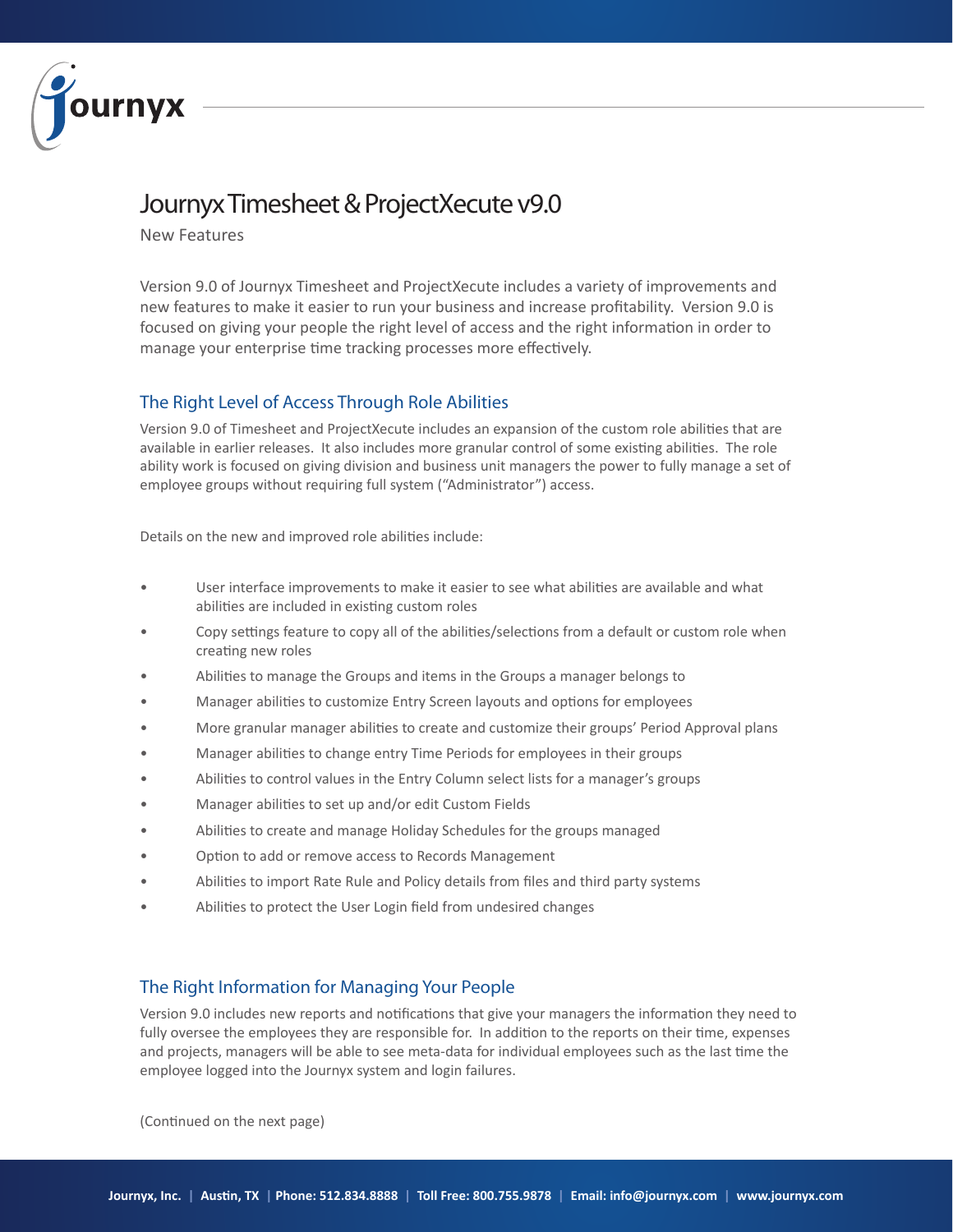# Journyx Timesheet & ProjectXecute v9.0

New Features

Version 9.0 of Journyx Timesheet and ProjectXecute includes a variety of improvements and new features to make it easier to run your business and increase profitability. Version 9.0 is focused on giving your people the right level of access and the right information in order to manage your enterprise time tracking processes more effectively.

## The Right Level of Access Through Role Abilities

Version 9.0 of Timesheet and ProjectXecute includes an expansion of the custom role abilities that are available in earlier releases. It also includes more granular control of some existing abilities. The role ability work is focused on giving division and business unit managers the power to fully manage a set of employee groups without requiring full system ("Administrator") access.

Details on the new and improved role abilities include:

- User interface improvements to make it easier to see what abilities are available and what abilities are included in existing custom roles
- Copy settings feature to copy all of the abilities/selections from a default or custom role when creating new roles
- Abilities to manage the Groups and items in the Groups a manager belongs to
- Manager abilities to customize Entry Screen layouts and options for employees
- More granular manager abilities to create and customize their groups' Period Approval plans
- Manager abilities to change entry Time Periods for employees in their groups
- Abilities to control values in the Entry Column select lists for a manager's groups
- Manager abilities to set up and/or edit Custom Fields
- Abilities to create and manage Holiday Schedules for the groups managed
- Option to add or remove access to Records Management
- Abilities to import Rate Rule and Policy details from files and third party systems
- Abilities to protect the User Login field from undesired changes

## The Right Information for Managing Your People

Version 9.0 includes new reports and notifications that give your managers the information they need to fully oversee the employees they are responsible for. In addition to the reports on their time, expenses and projects, managers will be able to see meta-data for individual employees such as the last time the employee logged into the Journyx system and login failures.

(Continued on the next page)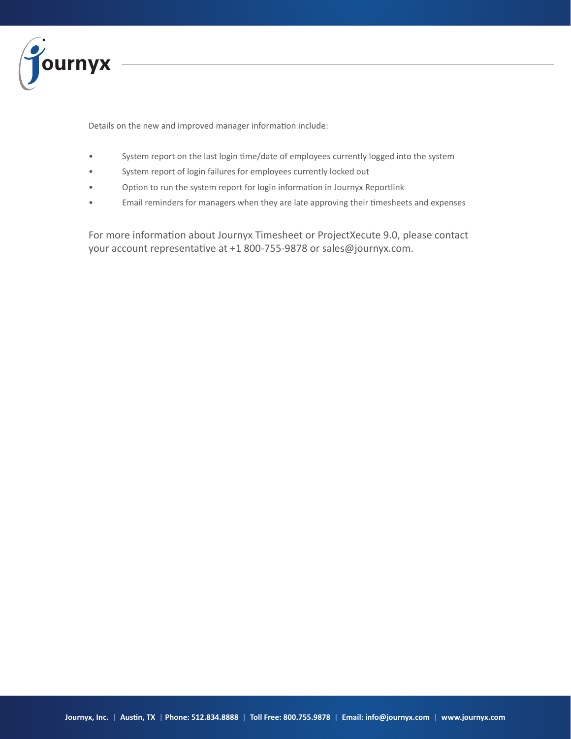Details on the new and improved manager information include:

- System report on the last login time/date of employees currently logged into the system
- System report of login failures for employees currently locked out
- Option to run the system report for login information in Journyx Reportlink
- Email reminders for managers when they are late approving their timesheets and expenses

For more information about Journyx Timesheet or ProjectXecute 9.0, please contact your account representative at +1 800-755-9878 or sales@journyx.com.